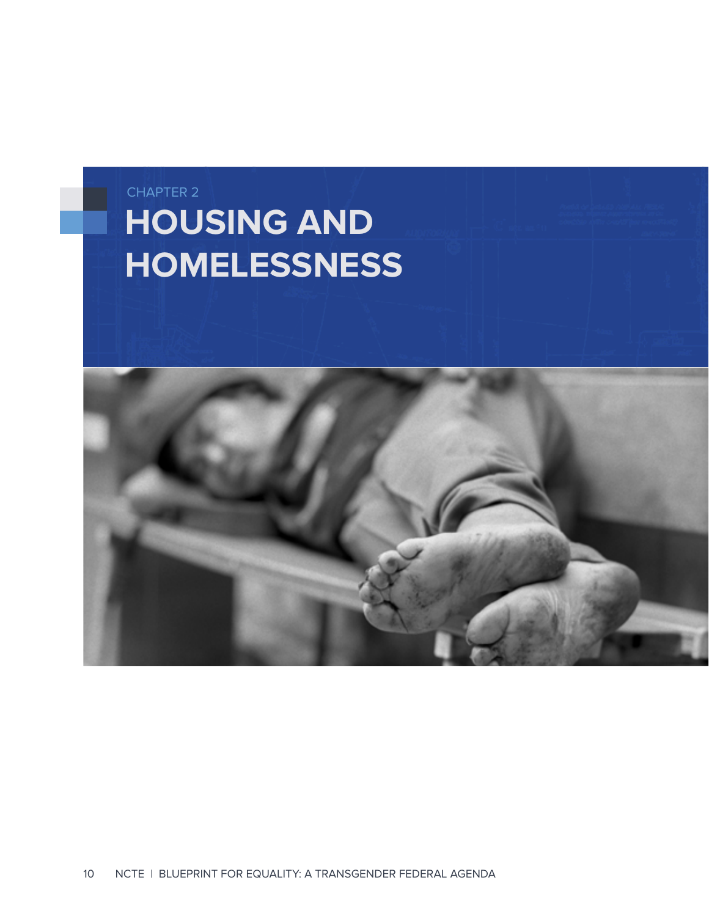CHAPTER 2

# HOUSING AND HOMELESSNESS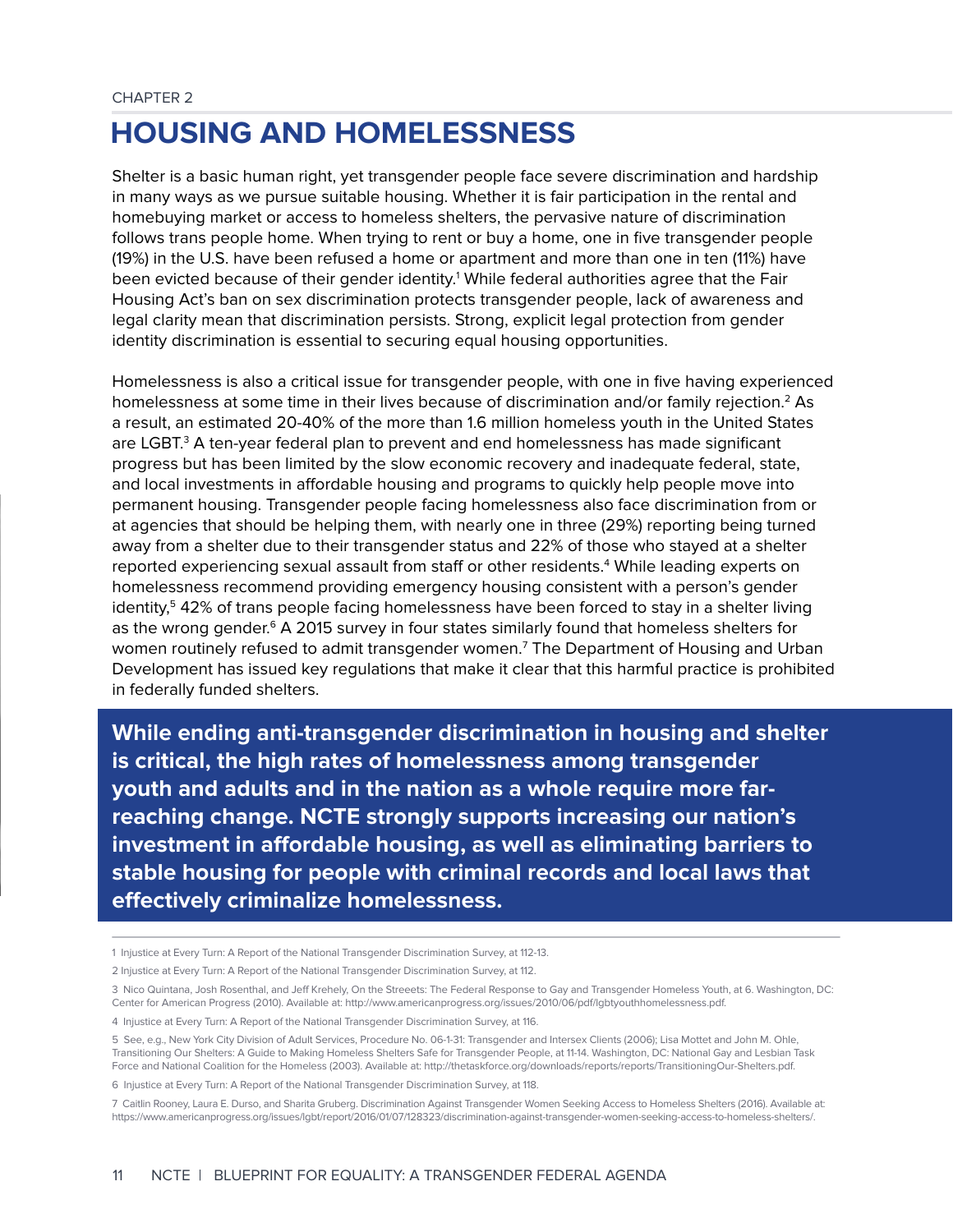CHAPTER 2

# HOUSING AND HOMELESSNESS

Shelter is a basic human right, yet transgender people face severe discrimination and hardship in many ways as we pursue suitable housing. Whether it is fair participation in the rental and homebuying market or access to homeless shelters, the pervasive nature of discrimination follows trans people home. When trying to rent or buy a home, one in five transgender people (19%) in the U.S. have been refused a home or apartment and more than one in ten (11%) have been evicted because of their gender identity.[1] While federal authorities agree that the Fair Housing Act's ban on sex discrimination protects transgender people, lack of awareness and legal clarity mean that discrimination persists. Strong, explicit legal protection from gender identity discrimination is essential to securing equal housing opportunities.

Homelessness is also a critical issue for transgender people, with one in five having experienced homelessness at some time in their lives because of discrimination and/or family rejection.[2] As a result, an estimated 20-40% of the more than 1.6 million homeless youth in the United States are LGBT.[3] A ten-year federal plan to prevent and end homelessness has made significant progress but has been limited by the slow economic recovery and inadequate federal, state, and local investments in affordable housing and programs to quickly help people move into permanent housing. Transgender people facing homelessness also face discrimination from or at agencies that should be helping them, with nearly one in three (29%) reporting being turned away from a shelter due to their transgender status and 22% of those who stayed at a shelter reported experiencing sexual assault from staff or other residents.[4] While leading experts on homelessness recommend providing emergency housing consistent with a person's gender identity,[5] 42% of trans people facing homelessness have been forced to stay in a shelter living as the wrong gender.[6] A 2015 survey in four states similarly found that homeless shelters for women routinely refused to admit transgender women.[7] The Department of Housing and Urban Development has issued key regulations that make it clear that this harmful practice is prohibited in federally funded shelters.

**While ending anti-transgender discrimination in housing and shelter is critical, the high rates of homelessness among transgender youth and adults and in the nation as a whole require more far-reaching change. NCTE strongly supports increasing our nation's investment in affordable housing, as well as eliminating barriers to stable housing for people with criminal records and local laws that effectively criminalize homelessness.**

---

1 Injustice at Every Turn: A Report of the National Transgender Discrimination Survey, at 112-13.

2 Injustice at Every Turn: A Report of the National Transgender Discrimination Survey, at 112.

3 Nico Quintana, Josh Rosenthal, and Jeff Krehely, On the Streeets: The Federal Response to Gay and Transgender Homeless Youth, at 6. Washington, DC: Center for American Progress (2010). Available at: http://www.americanprogress.org/issues/2010/06/pdf/lgbtyouthhomelessness.pdf.

4 Injustice at Every Turn: A Report of the National Transgender Discrimination Survey, at 116.

5 See, e.g., New York City Division of Adult Services, Procedure No. 06-1-31: Transgender and Intersex Clients (2006); Lisa Mottet and John M. Ohle, Transitioning Our Shelters: A Guide to Making Homeless Shelters Safe for Transgender People, at 11-14. Washington, DC: National Gay and Lesbian Task Force and National Coalition for the Homeless (2003). Available at: http://thetaskforce.org/downloads/reports/reports/TransitioningOur-Shelters.pdf.

6 Injustice at Every Turn: A Report of the National Transgender Discrimination Survey, at 118.

7 Caitlin Rooney, Laura E. Durso, and Sharita Gruberg. Discrimination Against Transgender Women Seeking Access to Homeless Shelters (2016). Available at: https://www.americanprogress.org/issues/lgbt/report/2016/01/07/128323/discrimination-against-transgender-women-seeking-access-to-homeless-shelters/.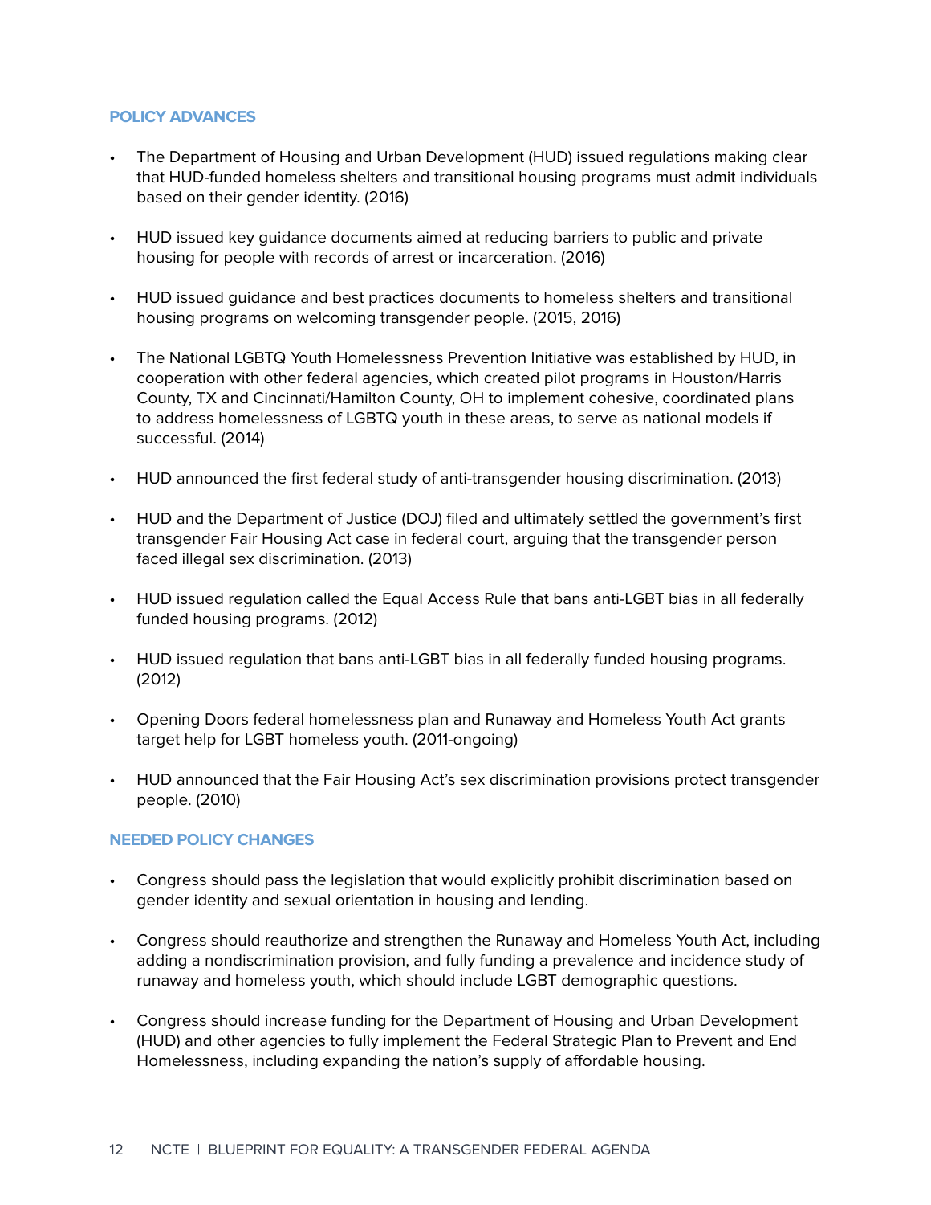### POLICY ADVANCES

- The Department of Housing and Urban Development (HUD) issued regulations making clear that HUD-funded homeless shelters and transitional housing programs must admit individuals based on their gender identity. (2016)
- HUD issued key guidance documents aimed at reducing barriers to public and private housing for people with records of arrest or incarceration. (2016)
- HUD issued guidance and best practices documents to homeless shelters and transitional housing programs on welcoming transgender people. (2015, 2016)
- The National LGBTQ Youth Homelessness Prevention Initiative was established by HUD, in cooperation with other federal agencies, which created pilot programs in Houston/Harris County, TX and Cincinnati/Hamilton County, OH to implement cohesive, coordinated plans to address homelessness of LGBTQ youth in these areas, to serve as national models if successful. (2014)
- HUD announced the first federal study of anti-transgender housing discrimination. (2013)
- HUD and the Department of Justice (DOJ) filed and ultimately settled the government's first transgender Fair Housing Act case in federal court, arguing that the transgender person faced illegal sex discrimination. (2013)
- HUD issued regulation called the Equal Access Rule that bans anti-LGBT bias in all federally funded housing programs. (2012)
- HUD issued regulation that bans anti-LGBT bias in all federally funded housing programs. (2012)
- Opening Doors federal homelessness plan and Runaway and Homeless Youth Act grants target help for LGBT homeless youth. (2011-ongoing)
- HUD announced that the Fair Housing Act's sex discrimination provisions protect transgender people. (2010)

### NEEDED POLICY CHANGES

- Congress should pass the legislation that would explicitly prohibit discrimination based on gender identity and sexual orientation in housing and lending.
- Congress should reauthorize and strengthen the Runaway and Homeless Youth Act, including adding a nondiscrimination provision, and fully funding a prevalence and incidence study of runaway and homeless youth, which should include LGBT demographic questions.
- Congress should increase funding for the Department of Housing and Urban Development (HUD) and other agencies to fully implement the Federal Strategic Plan to Prevent and End Homelessness, including expanding the nation's supply of affordable housing.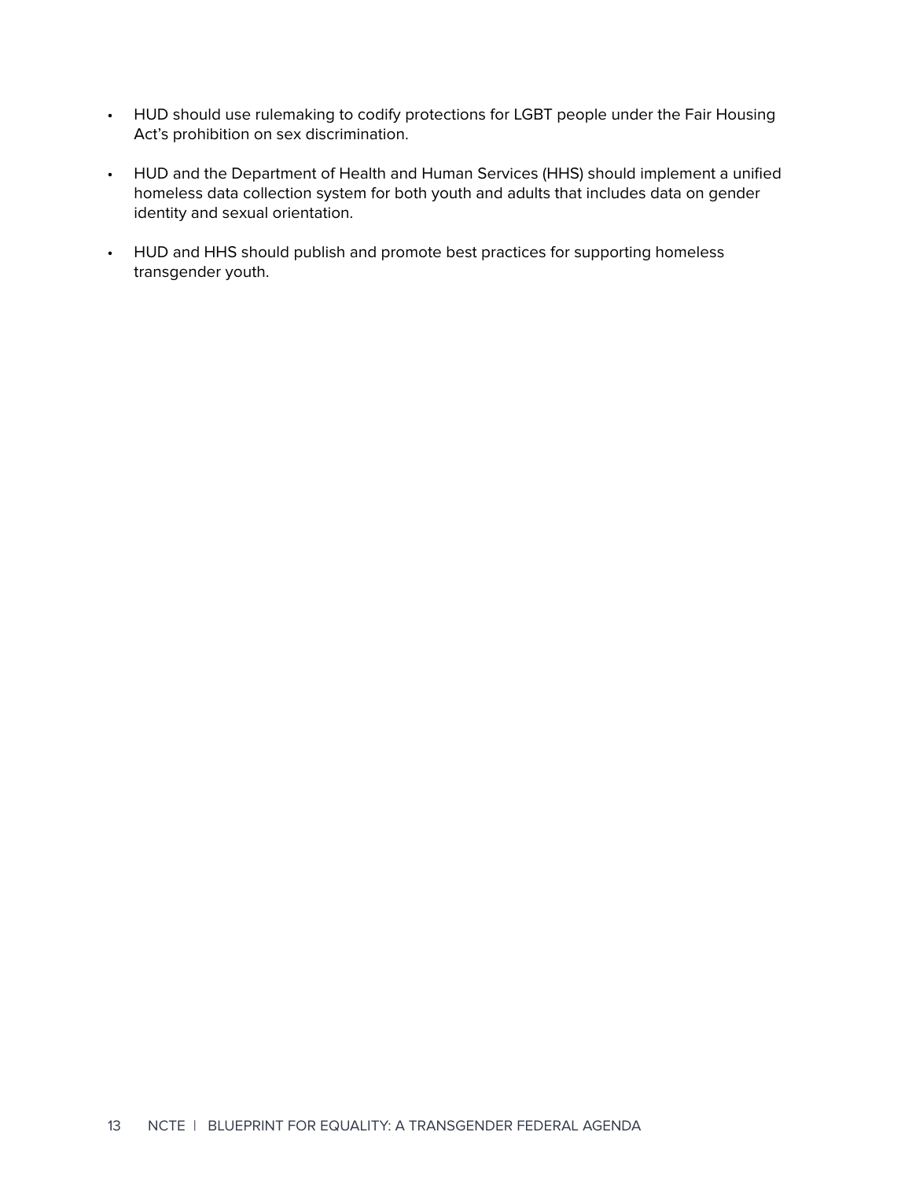- HUD should use rulemaking to codify protections for LGBT people under the Fair Housing Act's prohibition on sex discrimination.
- HUD and the Department of Health and Human Services (HHS) should implement a unified homeless data collection system for both youth and adults that includes data on gender identity and sexual orientation.
- HUD and HHS should publish and promote best practices for supporting homeless transgender youth.